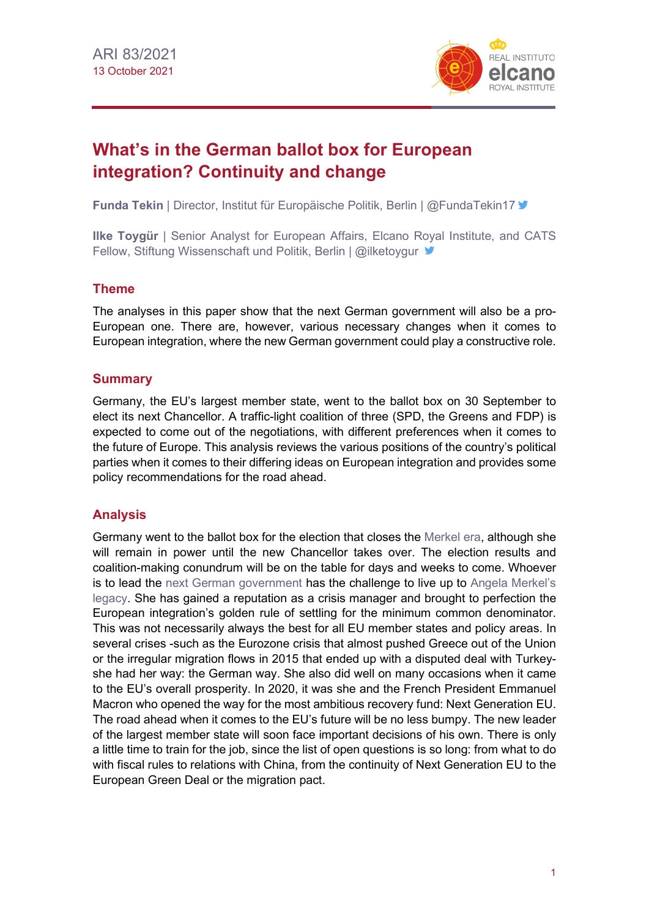ARI 83/2021
13 October 2021

# What's in the German ballot box for European integration? Continuity and change

**Funda Tekin** | Director, Institut für Europäische Politik, Berlin | @FundaTekin17

**Ilke Toygür** | Senior Analyst for European Affairs, Elcano Royal Institute, and CATS Fellow, Stiftung Wissenschaft und Politik, Berlin | @ilketoygur

## Theme

The analyses in this paper show that the next German government will also be a pro-European one. There are, however, various necessary changes when it comes to European integration, where the new German government could play a constructive role.

## Summary

Germany, the EU's largest member state, went to the ballot box on 30 September to elect its next Chancellor. A traffic-light coalition of three (SPD, the Greens and FDP) is expected to come out of the negotiations, with different preferences when it comes to the future of Europe. This analysis reviews the various positions of the country's political parties when it comes to their differing ideas on European integration and provides some policy recommendations for the road ahead.

## Analysis

Germany went to the ballot box for the election that closes the Merkel era, although she will remain in power until the new Chancellor takes over. The election results and coalition-making conundrum will be on the table for days and weeks to come. Whoever is to lead the next German government has the challenge to live up to Angela Merkel's legacy. She has gained a reputation as a crisis manager and brought to perfection the European integration's golden rule of settling for the minimum common denominator. This was not necessarily always the best for all EU member states and policy areas. In several crises -such as the Eurozone crisis that almost pushed Greece out of the Union or the irregular migration flows in 2015 that ended up with a disputed deal with Turkey- she had her way: the German way. She also did well on many occasions when it came to the EU's overall prosperity. In 2020, it was she and the French President Emmanuel Macron who opened the way for the most ambitious recovery fund: Next Generation EU. The road ahead when it comes to the EU's future will be no less bumpy. The new leader of the largest member state will soon face important decisions of his own. There is only a little time to train for the job, since the list of open questions is so long: from what to do with fiscal rules to relations with China, from the continuity of Next Generation EU to the European Green Deal or the migration pact.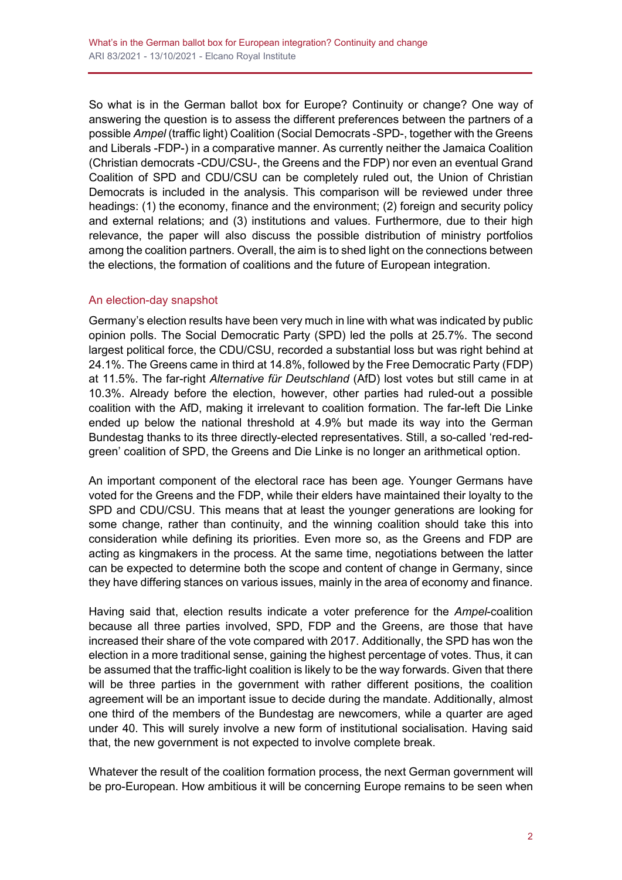So what is in the German ballot box for Europe? Continuity or change? One way of answering the question is to assess the different preferences between the partners of a possible *Ampel* (traffic light) Coalition (Social Democrats -SPD-, together with the Greens and Liberals -FDP-) in a comparative manner. As currently neither the Jamaica Coalition (Christian democrats -CDU/CSU-, the Greens and the FDP) nor even an eventual Grand Coalition of SPD and CDU/CSU can be completely ruled out, the Union of Christian Democrats is included in the analysis. This comparison will be reviewed under three headings: (1) the economy, finance and the environment; (2) foreign and security policy and external relations; and (3) institutions and values. Furthermore, due to their high relevance, the paper will also discuss the possible distribution of ministry portfolios among the coalition partners. Overall, the aim is to shed light on the connections between the elections, the formation of coalitions and the future of European integration.

## An election-day snapshot

Germany's election results have been very much in line with what was indicated by public opinion polls. The Social Democratic Party (SPD) led the polls at 25.7%. The second largest political force, the CDU/CSU, recorded a substantial loss but was right behind at 24.1%. The Greens came in third at 14.8%, followed by the Free Democratic Party (FDP) at 11.5%. The far-right *Alternative für Deutschland* (AfD) lost votes but still came in at 10.3%. Already before the election, however, other parties had ruled-out a possible coalition with the AfD, making it irrelevant to coalition formation. The far-left Die Linke ended up below the national threshold at 4.9% but made its way into the German Bundestag thanks to its three directly-elected representatives. Still, a so-called 'red-red-green' coalition of SPD, the Greens and Die Linke is no longer an arithmetical option.

An important component of the electoral race has been age. Younger Germans have voted for the Greens and the FDP, while their elders have maintained their loyalty to the SPD and CDU/CSU. This means that at least the younger generations are looking for some change, rather than continuity, and the winning coalition should take this into consideration while defining its priorities. Even more so, as the Greens and FDP are acting as kingmakers in the process. At the same time, negotiations between the latter can be expected to determine both the scope and content of change in Germany, since they have differing stances on various issues, mainly in the area of economy and finance.

Having said that, election results indicate a voter preference for the *Ampel*-coalition because all three parties involved, SPD, FDP and the Greens, are those that have increased their share of the vote compared with 2017. Additionally, the SPD has won the election in a more traditional sense, gaining the highest percentage of votes. Thus, it can be assumed that the traffic-light coalition is likely to be the way forwards. Given that there will be three parties in the government with rather different positions, the coalition agreement will be an important issue to decide during the mandate. Additionally, almost one third of the members of the Bundestag are newcomers, while a quarter are aged under 40. This will surely involve a new form of institutional socialisation. Having said that, the new government is not expected to involve complete break.

Whatever the result of the coalition formation process, the next German government will be pro-European. How ambitious it will be concerning Europe remains to be seen when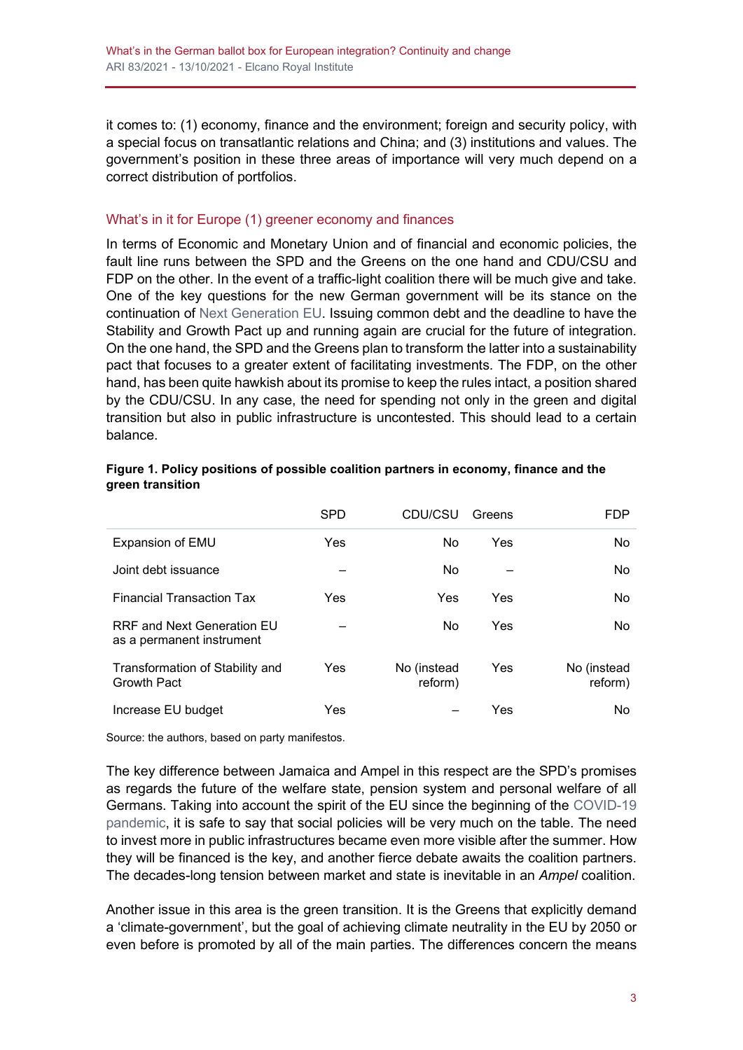it comes to: (1) economy, finance and the environment; foreign and security policy, with a special focus on transatlantic relations and China; and (3) institutions and values. The government's position in these three areas of importance will very much depend on a correct distribution of portfolios.

## What's in it for Europe (1) greener economy and finances

In terms of Economic and Monetary Union and of financial and economic policies, the fault line runs between the SPD and the Greens on the one hand and CDU/CSU and FDP on the other. In the event of a traffic-light coalition there will be much give and take. One of the key questions for the new German government will be its stance on the continuation of Next Generation EU. Issuing common debt and the deadline to have the Stability and Growth Pact up and running again are crucial for the future of integration. On the one hand, the SPD and the Greens plan to transform the latter into a sustainability pact that focuses to a greater extent of facilitating investments. The FDP, on the other hand, has been quite hawkish about its promise to keep the rules intact, a position shared by the CDU/CSU. In any case, the need for spending not only in the green and digital transition but also in public infrastructure is uncontested. This should lead to a certain balance.

**Figure 1. Policy positions of possible coalition partners in economy, finance and the green transition**

| | SPD | CDU/CSU | Greens | FDP |
|---|---|---|---|---|
| Expansion of EMU | Yes | No | Yes | No |
| Joint debt issuance | – | No | – | No |
| Financial Transaction Tax | Yes | Yes | Yes | No |
| RRF and Next Generation EU as a permanent instrument | – | No | Yes | No |
| Transformation of Stability and Growth Pact | Yes | No (instead reform) | Yes | No (instead reform) |
| Increase EU budget | Yes | – | Yes | No |

Source: the authors, based on party manifestos.

The key difference between Jamaica and Ampel in this respect are the SPD's promises as regards the future of the welfare state, pension system and personal welfare of all Germans. Taking into account the spirit of the EU since the beginning of the COVID-19 pandemic, it is safe to say that social policies will be very much on the table. The need to invest more in public infrastructures became even more visible after the summer. How they will be financed is the key, and another fierce debate awaits the coalition partners. The decades-long tension between market and state is inevitable in an *Ampel* coalition.

Another issue in this area is the green transition. It is the Greens that explicitly demand a 'climate-government', but the goal of achieving climate neutrality in the EU by 2050 or even before is promoted by all of the main parties. The differences concern the means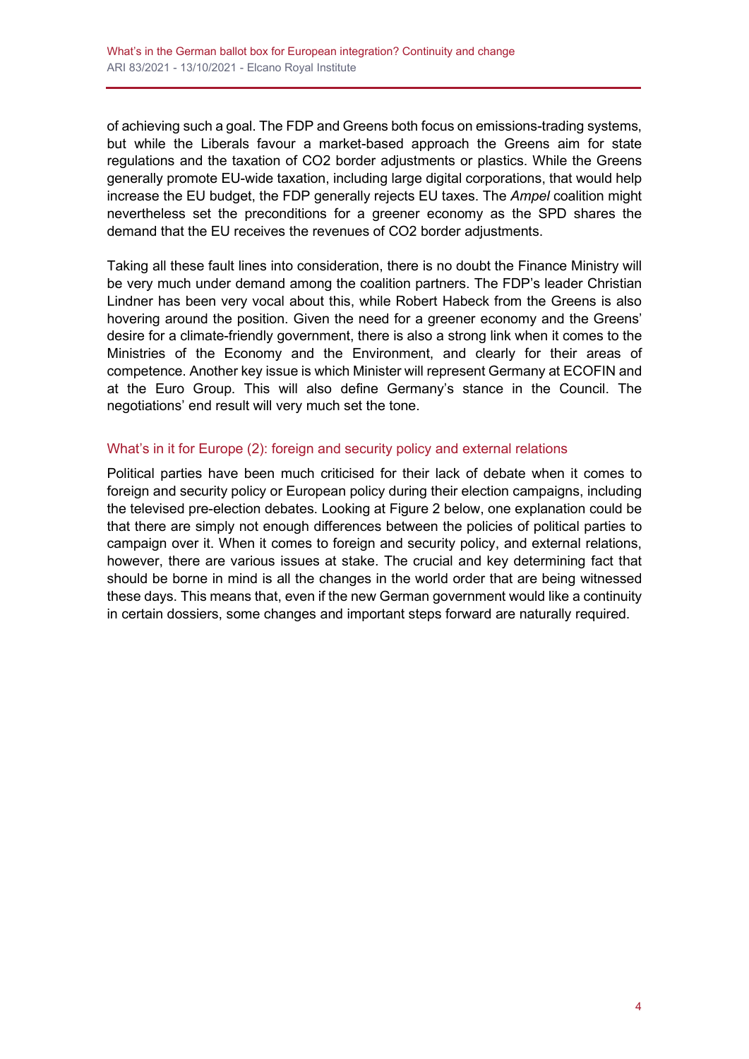of achieving such a goal. The FDP and Greens both focus on emissions-trading systems, but while the Liberals favour a market-based approach the Greens aim for state regulations and the taxation of $CO_2$ border adjustments or plastics. While the Greens generally promote EU-wide taxation, including large digital corporations, that would help increase the EU budget, the FDP generally rejects EU taxes. The *Ampel* coalition might nevertheless set the preconditions for a greener economy as the SPD shares the demand that the EU receives the revenues of $CO_2$ border adjustments.

Taking all these fault lines into consideration, there is no doubt the Finance Ministry will be very much under demand among the coalition partners. The FDP's leader Christian Lindner has been very vocal about this, while Robert Habeck from the Greens is also hovering around the position. Given the need for a greener economy and the Greens' desire for a climate-friendly government, there is also a strong link when it comes to the Ministries of the Economy and the Environment, and clearly for their areas of competence. Another key issue is which Minister will represent Germany at ECOFIN and at the Euro Group. This will also define Germany's stance in the Council. The negotiations' end result will very much set the tone.

## What's in it for Europe (2): foreign and security policy and external relations

Political parties have been much criticised for their lack of debate when it comes to foreign and security policy or European policy during their election campaigns, including the televised pre-election debates. Looking at Figure 2 below, one explanation could be that there are simply not enough differences between the policies of political parties to campaign over it. When it comes to foreign and security policy, and external relations, however, there are various issues at stake. The crucial and key determining fact that should be borne in mind is all the changes in the world order that are being witnessed these days. This means that, even if the new German government would like a continuity in certain dossiers, some changes and important steps forward are naturally required.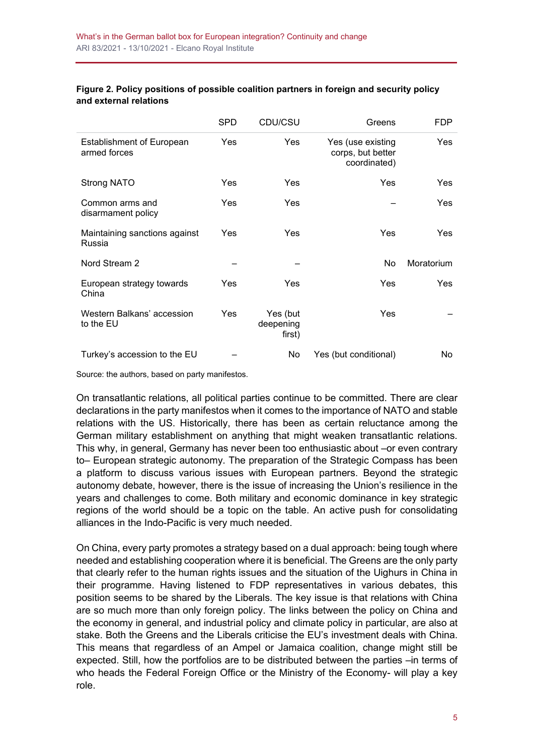**Figure 2. Policy positions of possible coalition partners in foreign and security policy and external relations**

| | SPD | CDU/CSU | Greens | FDP |
|---|---|---|---|---|
| Establishment of European armed forces | Yes | Yes | Yes (use existing corps, but better coordinated) | Yes |
| Strong NATO | Yes | Yes | Yes | Yes |
| Common arms and disarmament policy | Yes | Yes | – | Yes |
| Maintaining sanctions against Russia | Yes | Yes | Yes | Yes |
| Nord Stream 2 | – | – | No | Moratorium |
| European strategy towards China | Yes | Yes | Yes | Yes |
| Western Balkans' accession to the EU | Yes | Yes (but deepening first) | Yes | – |
| Turkey's accession to the EU | – | No | Yes (but conditional) | No |

Source: the authors, based on party manifestos.

On transatlantic relations, all political parties continue to be committed. There are clear declarations in the party manifestos when it comes to the importance of NATO and stable relations with the US. Historically, there has been as certain reluctance among the German military establishment on anything that might weaken transatlantic relations. This why, in general, Germany has never been too enthusiastic about –or even contrary to– European strategic autonomy. The preparation of the Strategic Compass has been a platform to discuss various issues with European partners. Beyond the strategic autonomy debate, however, there is the issue of increasing the Union's resilience in the years and challenges to come. Both military and economic dominance in key strategic regions of the world should be a topic on the table. An active push for consolidating alliances in the Indo-Pacific is very much needed.

On China, every party promotes a strategy based on a dual approach: being tough where needed and establishing cooperation where it is beneficial. The Greens are the only party that clearly refer to the human rights issues and the situation of the Uighurs in China in their programme. Having listened to FDP representatives in various debates, this position seems to be shared by the Liberals. The key issue is that relations with China are so much more than only foreign policy. The links between the policy on China and the economy in general, and industrial policy and climate policy in particular, are also at stake. Both the Greens and the Liberals criticise the EU's investment deals with China. This means that regardless of an Ampel or Jamaica coalition, change might still be expected. Still, how the portfolios are to be distributed between the parties –in terms of who heads the Federal Foreign Office or the Ministry of the Economy- will play a key role.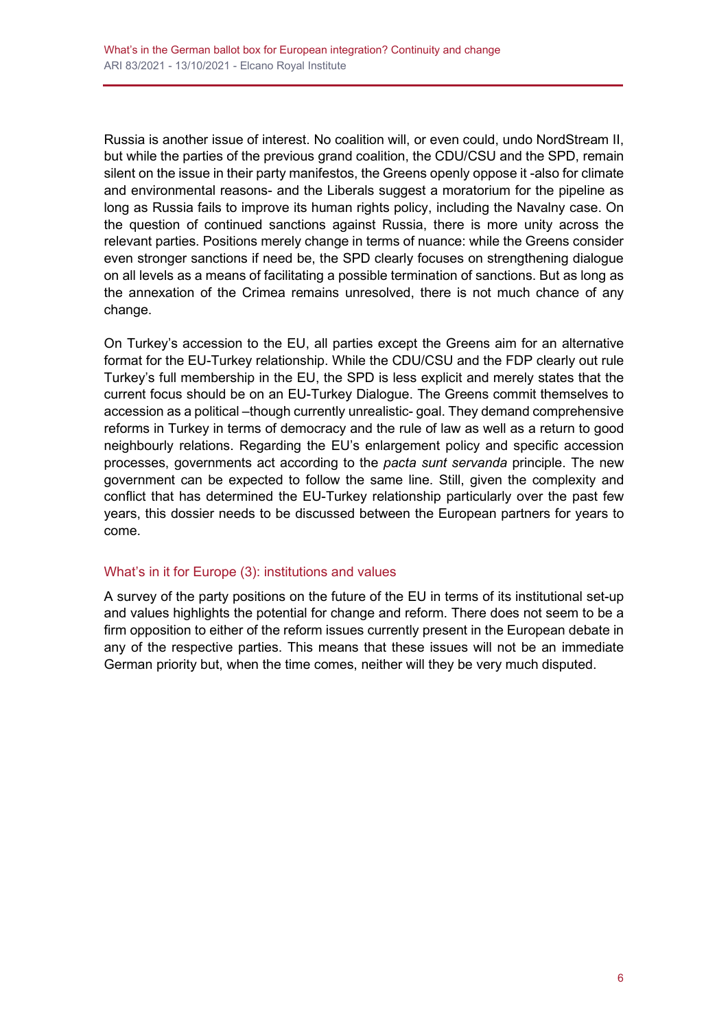Russia is another issue of interest. No coalition will, or even could, undo NordStream II, but while the parties of the previous grand coalition, the CDU/CSU and the SPD, remain silent on the issue in their party manifestos, the Greens openly oppose it -also for climate and environmental reasons- and the Liberals suggest a moratorium for the pipeline as long as Russia fails to improve its human rights policy, including the Navalny case. On the question of continued sanctions against Russia, there is more unity across the relevant parties. Positions merely change in terms of nuance: while the Greens consider even stronger sanctions if need be, the SPD clearly focuses on strengthening dialogue on all levels as a means of facilitating a possible termination of sanctions. But as long as the annexation of the Crimea remains unresolved, there is not much chance of any change.

On Turkey's accession to the EU, all parties except the Greens aim for an alternative format for the EU-Turkey relationship. While the CDU/CSU and the FDP clearly out rule Turkey's full membership in the EU, the SPD is less explicit and merely states that the current focus should be on an EU-Turkey Dialogue. The Greens commit themselves to accession as a political –though currently unrealistic- goal. They demand comprehensive reforms in Turkey in terms of democracy and the rule of law as well as a return to good neighbourly relations. Regarding the EU's enlargement policy and specific accession processes, governments act according to the *pacta sunt servanda* principle. The new government can be expected to follow the same line. Still, given the complexity and conflict that has determined the EU-Turkey relationship particularly over the past few years, this dossier needs to be discussed between the European partners for years to come.

## What's in it for Europe (3): institutions and values

A survey of the party positions on the future of the EU in terms of its institutional set-up and values highlights the potential for change and reform. There does not seem to be a firm opposition to either of the reform issues currently present in the European debate in any of the respective parties. This means that these issues will not be an immediate German priority but, when the time comes, neither will they be very much disputed.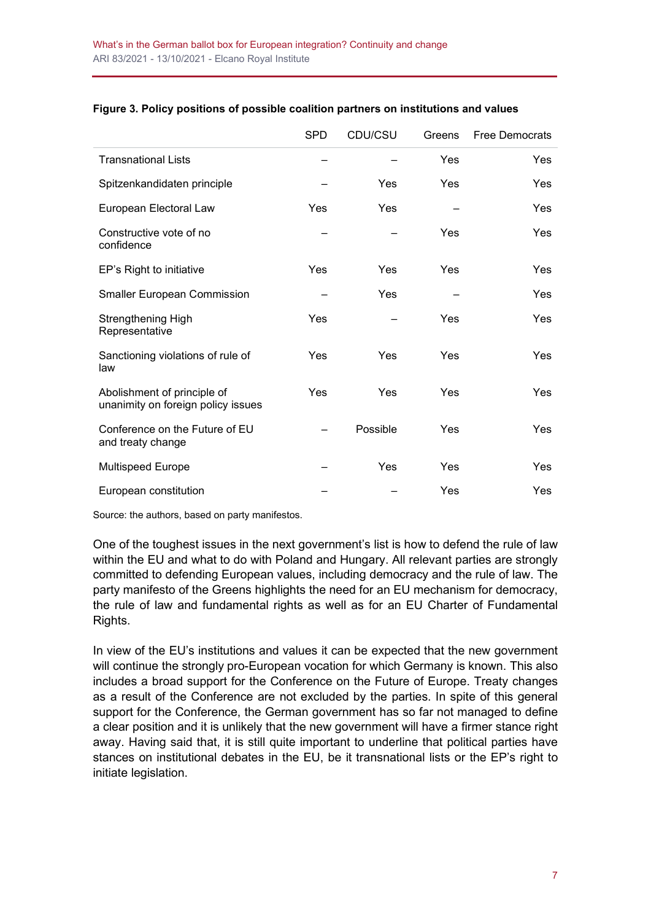**Figure 3. Policy positions of possible coalition partners on institutions and values**

| | SPD | CDU/CSU | Greens | Free Democrats |
|---|---|---|---|---|
| Transnational Lists | – | – | Yes | Yes |
| Spitzenkandidaten principle | – | Yes | Yes | Yes |
| European Electoral Law | Yes | Yes | – | Yes |
| Constructive vote of no confidence | – | – | Yes | Yes |
| EP's Right to initiative | Yes | Yes | Yes | Yes |
| Smaller European Commission | – | Yes | – | Yes |
| Strengthening High Representative | Yes | – | Yes | Yes |
| Sanctioning violations of rule of law | Yes | Yes | Yes | Yes |
| Abolishment of principle of unanimity on foreign policy issues | Yes | Yes | Yes | Yes |
| Conference on the Future of EU and treaty change | – | Possible | Yes | Yes |
| Multispeed Europe | – | Yes | Yes | Yes |
| European constitution | – | – | Yes | Yes |

Source: the authors, based on party manifestos.

One of the toughest issues in the next government's list is how to defend the rule of law within the EU and what to do with Poland and Hungary. All relevant parties are strongly committed to defending European values, including democracy and the rule of law. The party manifesto of the Greens highlights the need for an EU mechanism for democracy, the rule of law and fundamental rights as well as for an EU Charter of Fundamental Rights.

In view of the EU's institutions and values it can be expected that the new government will continue the strongly pro-European vocation for which Germany is known. This also includes a broad support for the Conference on the Future of Europe. Treaty changes as a result of the Conference are not excluded by the parties. In spite of this general support for the Conference, the German government has so far not managed to define a clear position and it is unlikely that the new government will have a firmer stance right away. Having said that, it is still quite important to underline that political parties have stances on institutional debates in the EU, be it transnational lists or the EP's right to initiate legislation.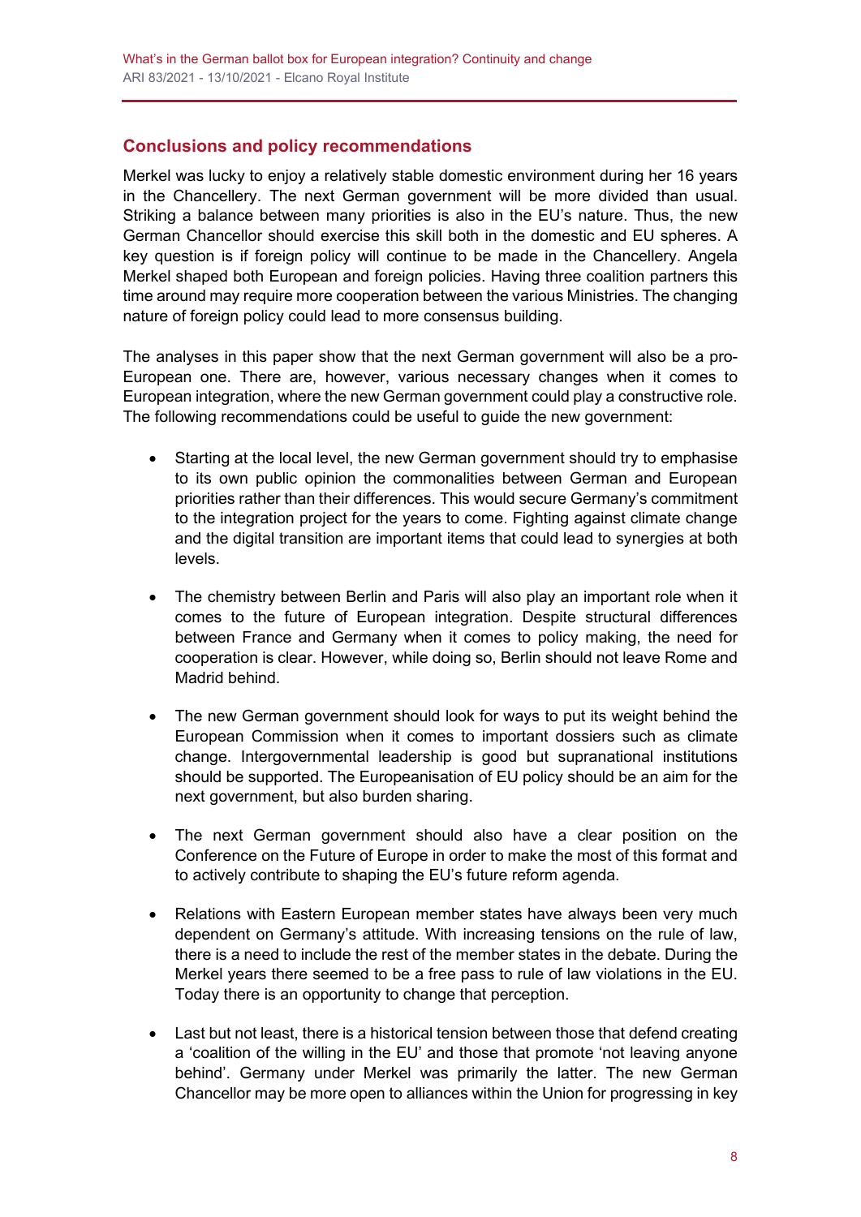## Conclusions and policy recommendations

Merkel was lucky to enjoy a relatively stable domestic environment during her 16 years in the Chancellery. The next German government will be more divided than usual. Striking a balance between many priorities is also in the EU's nature. Thus, the new German Chancellor should exercise this skill both in the domestic and EU spheres. A key question is if foreign policy will continue to be made in the Chancellery. Angela Merkel shaped both European and foreign policies. Having three coalition partners this time around may require more cooperation between the various Ministries. The changing nature of foreign policy could lead to more consensus building.

The analyses in this paper show that the next German government will also be a pro-European one. There are, however, various necessary changes when it comes to European integration, where the new German government could play a constructive role. The following recommendations could be useful to guide the new government:

- Starting at the local level, the new German government should try to emphasise to its own public opinion the commonalities between German and European priorities rather than their differences. This would secure Germany's commitment to the integration project for the years to come. Fighting against climate change and the digital transition are important items that could lead to synergies at both levels.

- The chemistry between Berlin and Paris will also play an important role when it comes to the future of European integration. Despite structural differences between France and Germany when it comes to policy making, the need for cooperation is clear. However, while doing so, Berlin should not leave Rome and Madrid behind.

- The new German government should look for ways to put its weight behind the European Commission when it comes to important dossiers such as climate change. Intergovernmental leadership is good but supranational institutions should be supported. The Europeanisation of EU policy should be an aim for the next government, but also burden sharing.

- The next German government should also have a clear position on the Conference on the Future of Europe in order to make the most of this format and to actively contribute to shaping the EU's future reform agenda.

- Relations with Eastern European member states have always been very much dependent on Germany's attitude. With increasing tensions on the rule of law, there is a need to include the rest of the member states in the debate. During the Merkel years there seemed to be a free pass to rule of law violations in the EU. Today there is an opportunity to change that perception.

- Last but not least, there is a historical tension between those that defend creating a 'coalition of the willing in the EU' and those that promote 'not leaving anyone behind'. Germany under Merkel was primarily the latter. The new German Chancellor may be more open to alliances within the Union for progressing in key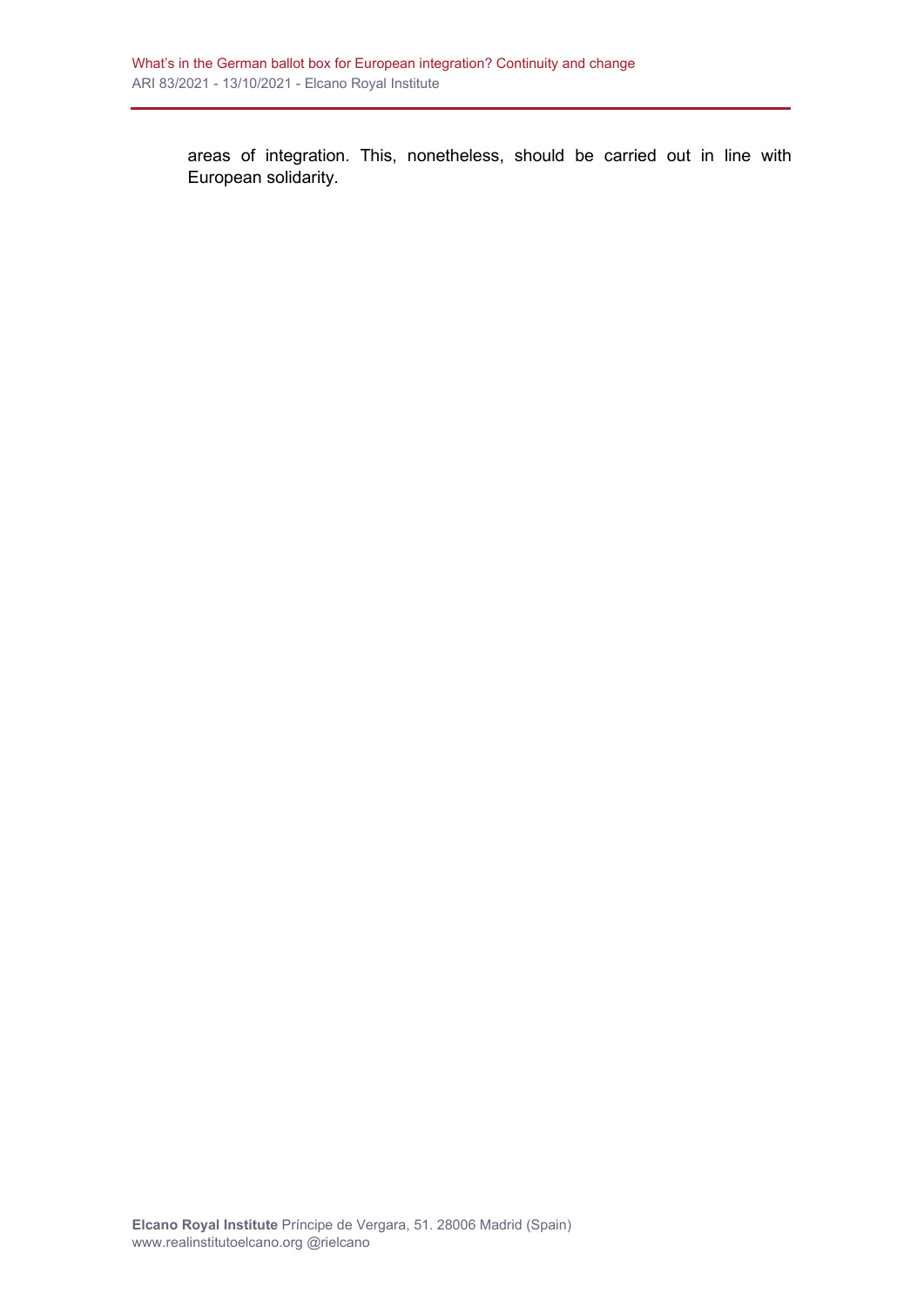areas of integration. This, nonetheless, should be carried out in line with European solidarity.